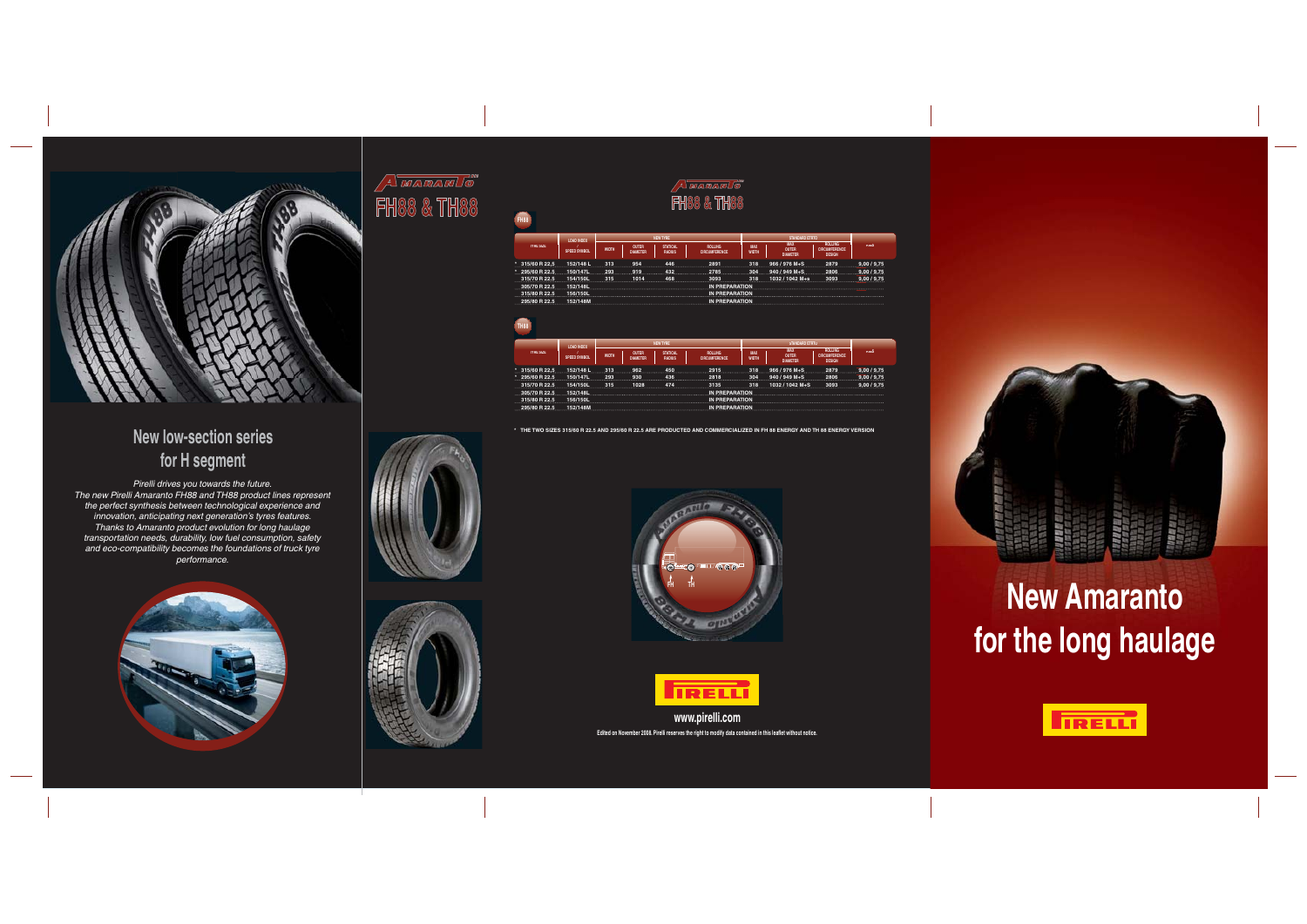## New low-section series for H segment

*Pirelli drives you towards the future.*
*The new Pirelli Amaranto FH88 and TH88 product lines represent the perfect synthesis between technological experience and innovation, anticipating next generation's tyres features.*
*Thanks to Amaranto product evolution for long haulage transportation needs, durability, low fuel consumption, safety and eco-compatibility becomes the foundations of truck tyre performance.*

# Amaranto FH88 & TH88

### FH88

| TYRE SIZE | LOAD INDEX / SPEED SYMBOL | NEW TYRE | | | | STANDARD STRTU | | | RIMS |
|---|---|---|---|---|---|---|---|---|---|
| | | WIDTH | OUTER DIAMETER | STATICAL RADIUS | ROLLING CIRCUMFERENCE | MAX WIDTH | MAX OUTER DIAMETER | ROLLING CIRCUMFERENCE DESIGN | |
| * 315/60 R 22.5 | 152/148 L | 313 | 954 | 446 | 2891 | 318 | 966 / 976 M+S | 2879 | 9,00 / 9,75 |
| * 295/60 R 22.5 | 150/147L | 293 | 919 | 432 | 2785 | 304 | 940 / 949 M+S | 2806 | 9,00 / 9,75 |
| 315/70 R 22.5 | 154/150L | 315 | 1014 | 468 | 3093 | 318 | 1032 / 1042 M+s | 3093 | 9,00 / 9,75 |
| 305/70 R 22.5 | 152/148L | | | | IN PREPARATION | | | | |
| 315/80 R 22.5 | 156/150L | | | | IN PREPARATION | | | | |
| 295/80 R 22.5 | 152/148M | | | | IN PREPARATION | | | | |

### TH88

| TYRE SIZE | LOAD INDEX / SPEED SYMBOL | NEW TYRE | | | | STANDARD STRTU | | | RIMS |
|---|---|---|---|---|---|---|---|---|---|
| | | WIDTH | OUTER DIAMETER | STATICAL RADIUS | ROLLING CIRCUMFERENCE | MAX WIDTH | MAX OUTER DIAMETER | ROLLING CIRCUMFERENCE DESIGN | |
| * 315/60 R 22.5 | 152/148 L | 313 | 962 | 450 | 2915 | 318 | 966 / 976 M+S | 2879 | 9,00 / 9,75 |
| * 295/60 R 22.5 | 150/147L | 293 | 930 | 436 | 2818 | 304 | 940 / 949 M+S | 2806 | 9,00 / 9,75 |
| 315/70 R 22.5 | 154/150L | 315 | 1028 | 474 | 3135 | 318 | 1032 / 1042 M+S | 3093 | 9,00 / 9,75 |
| 305/70 R 22.5 | 152/148L | | | | IN PREPARATION | | | | |
| 315/80 R 22.5 | 156/150L | | | | IN PREPARATION | | | | |
| 295/80 R 22.5 | 152/148M | | | | IN PREPARATION | | | | |

* THE TWO SIZES 315/60 R 22.5 AND 295/60 R 22.5 ARE PRODUCTED AND COMMERCIALIZED IN FH 88 ENERGY AND TH 88 ENERGY VERSION

PIRELLI

www.pirelli.com

Edited on November 2008. Pirelli reserves the right to modify data contained in this leaflet without notice.

# New Amaranto for the long haulage

PIRELLI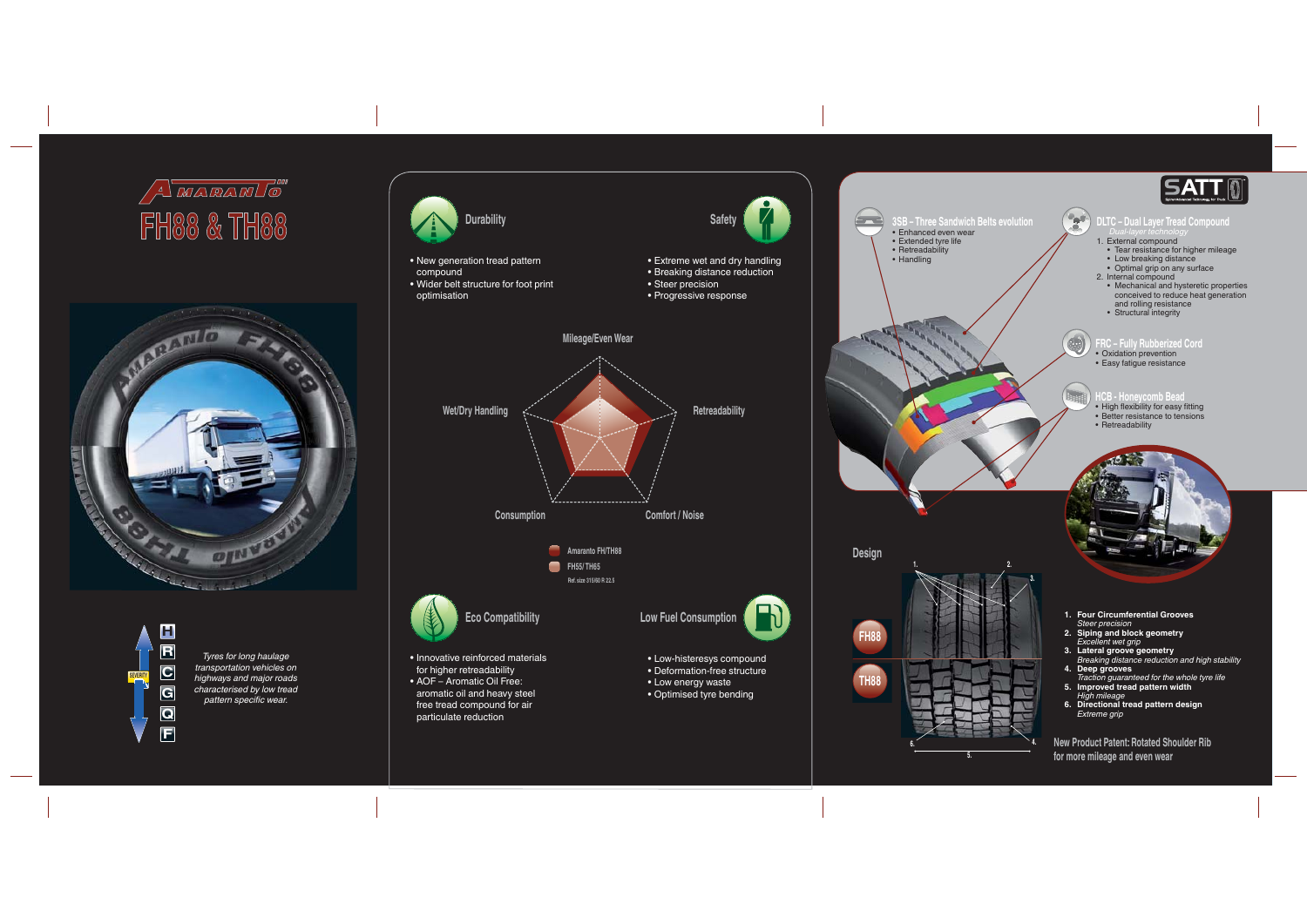# Amaranto FH88 & TH88

H
R
C
G
Q
F

SEVERITY

*Tyres for long haulage transportation vehicles on highways and major roads characterised by low tread pattern specific wear.*

## Durability

- New generation tread pattern compound
- Wider belt structure for foot print optimisation

## Safety

- Extreme wet and dry handling
- Breaking distance reduction
- Steer precision
- Progressive response

Mileage/Even Wear

Wet/Dry Handling

Retreadability

Consumption

Comfort / Noise

Amaranto FH/TH88

FH55/ TH65

Ref. size 315/60 R 22.5

## Eco Compatibility

- Innovative reinforced materials for higher retreadability
- AOF – Aromatic Oil Free: aromatic oil and heavy steel free tread compound for air particulate reduction

## Low Fuel Consumption

- Low-histeresys compound
- Deformation-free structure
- Low energy waste
- Optimised tyre bending

## SATT

### 3SB – Three Sandwich Belts evolution

- Enhanced even wear
- Extended tyre life
- Retreadability
- Handling

### DLTC – Dual Layer Tread Compound

*Dual-layer technology*

1. External compound
   - Tear resistance for higher mileage
   - Low breaking distance
   - Optimal grip on any surface
2. Internal compound
   - Mechanical and hysteretic properties conceived to reduce heat generation and rolling resistance
   - Structural integrity

### FRC – Fully Rubberized Cord

- Oxidation prevention
- Easy fatigue resistance

### HCB – Honeycomb Bead

- High flexibility for easy fitting
- Better resistance to tensions
- Retreadability

## Design

FH88

TH88

1. 2. 3. 4. 5. 6.

1. **Four Circumferential Grooves**
   *Steer precision*
2. **Siping and block geometry**
   *Excellent wet grip*
3. **Lateral groove geometry**
   *Breaking distance reduction and high stability*
4. **Deep grooves**
   *Traction guaranteed for the whole tyre life*
5. **Improved tread pattern width**
   *High mileage*
6. **Directional tread pattern design**
   *Extreme grip*

New Product Patent: Rotated Shoulder Rib for more mileage and even wear